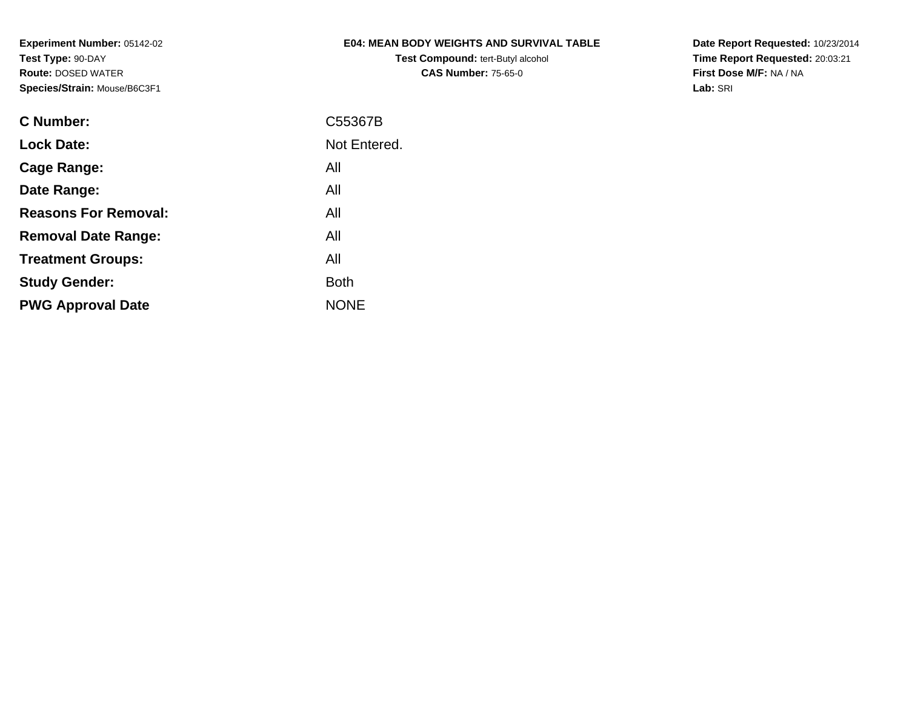**Experiment Number:** 05142-02
**Test Type:** 90-DAY
**Route:** DOSED WATER
**Species/Strain:** Mouse/B6C3F1

**E04: MEAN BODY WEIGHTS AND SURVIVAL TABLE**
**Test Compound:** tert-Butyl alcohol
**CAS Number:** 75-65-0

**Date Report Requested:** 10/23/2014
**Time Report Requested:** 20:03:21
**First Dose M/F:** NA / NA
**Lab:** SRI

| | |
|---|---|
| **C Number:** | C55367B |
| **Lock Date:** | Not Entered. |
| **Cage Range:** | All |
| **Date Range:** | All |
| **Reasons For Removal:** | All |
| **Removal Date Range:** | All |
| **Treatment Groups:** | All |
| **Study Gender:** | Both |
| **PWG Approval Date** | NONE |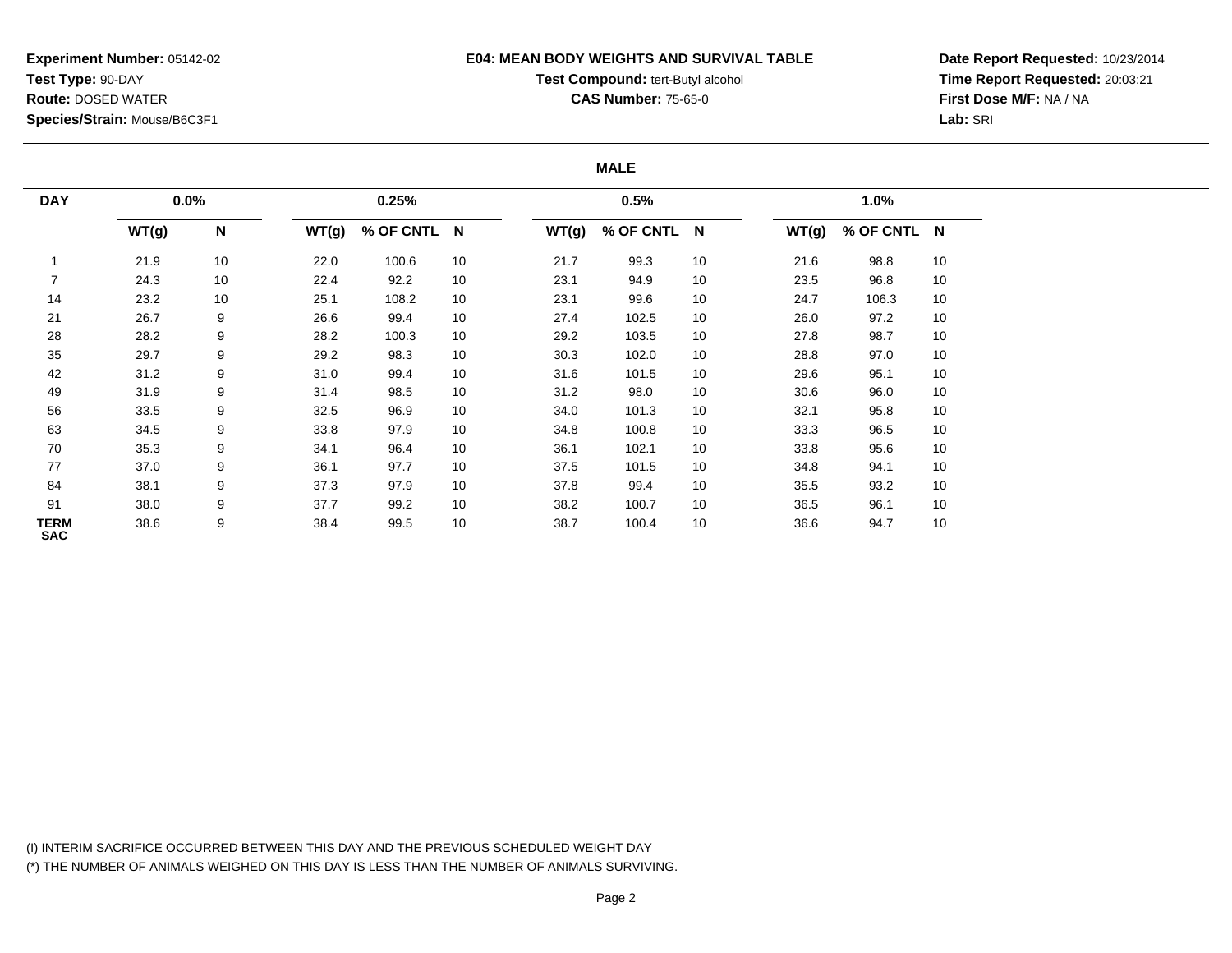**Experiment Number:** 05142-02
**Test Type:** 90-DAY
**Route:** DOSED WATER
**Species/Strain:** Mouse/B6C3F1

**E04: MEAN BODY WEIGHTS AND SURVIVAL TABLE**
**Test Compound:** tert-Butyl alcohol
**CAS Number:** 75-65-0

**Date Report Requested:** 10/23/2014
**Time Report Requested:** 20:03:21
**First Dose M/F:** NA / NA
**Lab:** SRI

**MALE**

| DAY | 0.0% | | 0.25% | | | 0.5% | | | 1.0% | | |
|---|---|---|---|---|---|---|---|---|---|---|---|
| | WT(g) | N | WT(g) | % OF CNTL | N | WT(g) | % OF CNTL | N | WT(g) | % OF CNTL | N |
| 1 | 21.9 | 10 | 22.0 | 100.6 | 10 | 21.7 | 99.3 | 10 | 21.6 | 98.8 | 10 |
| 7 | 24.3 | 10 | 22.4 | 92.2 | 10 | 23.1 | 94.9 | 10 | 23.5 | 96.8 | 10 |
| 14 | 23.2 | 10 | 25.1 | 108.2 | 10 | 23.1 | 99.6 | 10 | 24.7 | 106.3 | 10 |
| 21 | 26.7 | 9 | 26.6 | 99.4 | 10 | 27.4 | 102.5 | 10 | 26.0 | 97.2 | 10 |
| 28 | 28.2 | 9 | 28.2 | 100.3 | 10 | 29.2 | 103.5 | 10 | 27.8 | 98.7 | 10 |
| 35 | 29.7 | 9 | 29.2 | 98.3 | 10 | 30.3 | 102.0 | 10 | 28.8 | 97.0 | 10 |
| 42 | 31.2 | 9 | 31.0 | 99.4 | 10 | 31.6 | 101.5 | 10 | 29.6 | 95.1 | 10 |
| 49 | 31.9 | 9 | 31.4 | 98.5 | 10 | 31.2 | 98.0 | 10 | 30.6 | 96.0 | 10 |
| 56 | 33.5 | 9 | 32.5 | 96.9 | 10 | 34.0 | 101.3 | 10 | 32.1 | 95.8 | 10 |
| 63 | 34.5 | 9 | 33.8 | 97.9 | 10 | 34.8 | 100.8 | 10 | 33.3 | 96.5 | 10 |
| 70 | 35.3 | 9 | 34.1 | 96.4 | 10 | 36.1 | 102.1 | 10 | 33.8 | 95.6 | 10 |
| 77 | 37.0 | 9 | 36.1 | 97.7 | 10 | 37.5 | 101.5 | 10 | 34.8 | 94.1 | 10 |
| 84 | 38.1 | 9 | 37.3 | 97.9 | 10 | 37.8 | 99.4 | 10 | 35.5 | 93.2 | 10 |
| 91 | 38.0 | 9 | 37.7 | 99.2 | 10 | 38.2 | 100.7 | 10 | 36.5 | 96.1 | 10 |
| TERM SAC | 38.6 | 9 | 38.4 | 99.5 | 10 | 38.7 | 100.4 | 10 | 36.6 | 94.7 | 10 |

(I) INTERIM SACRIFICE OCCURRED BETWEEN THIS DAY AND THE PREVIOUS SCHEDULED WEIGHT DAY
(*) THE NUMBER OF ANIMALS WEIGHED ON THIS DAY IS LESS THAN THE NUMBER OF ANIMALS SURVIVING.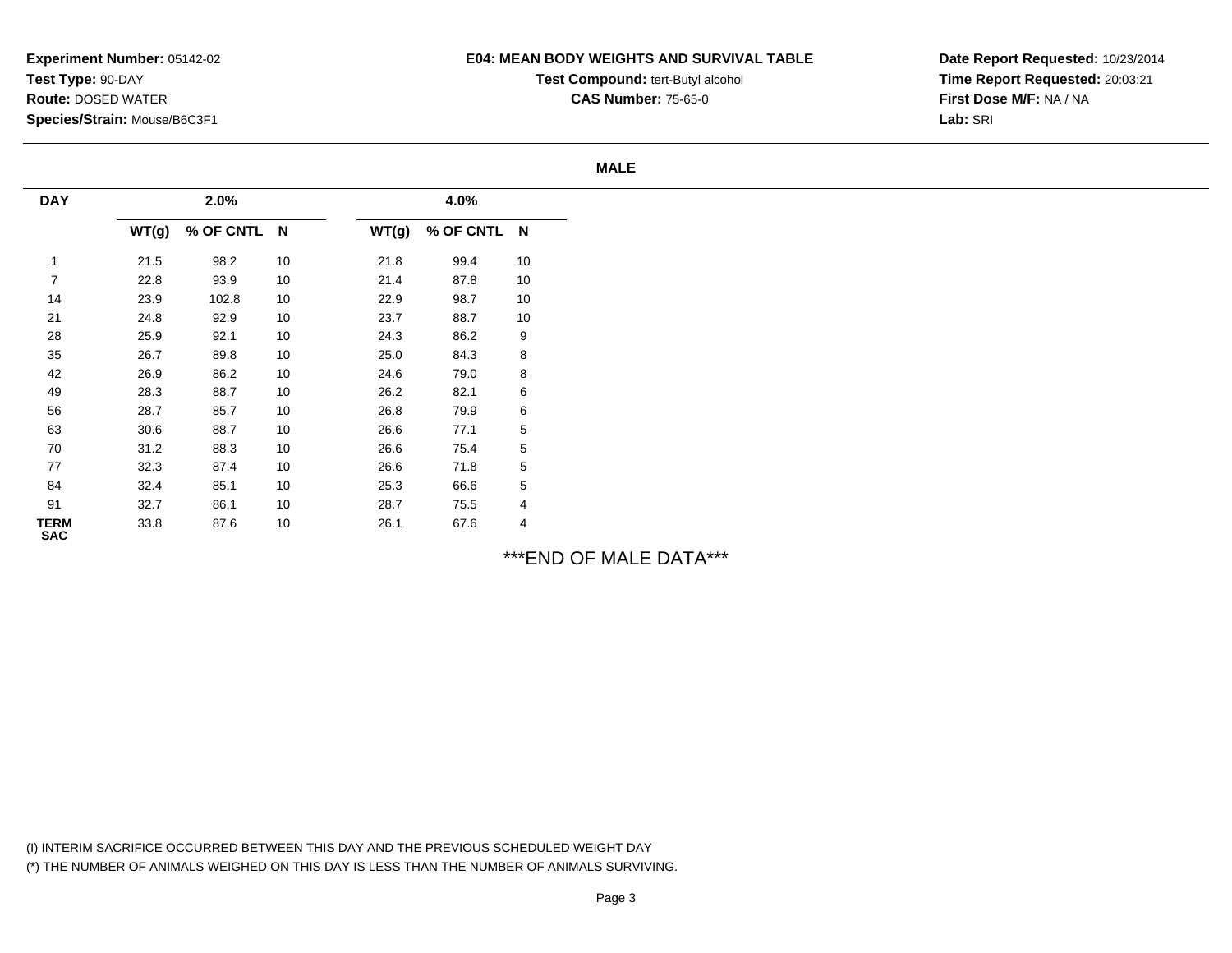**Experiment Number:** 05142-02
**Test Type:** 90-DAY
**Route:** DOSED WATER
**Species/Strain:** Mouse/B6C3F1

**E04: MEAN BODY WEIGHTS AND SURVIVAL TABLE**
**Test Compound:** tert-Butyl alcohol
**CAS Number:** 75-65-0

**Date Report Requested:** 10/23/2014
**Time Report Requested:** 20:03:21
**First Dose M/F:** NA / NA
**Lab:** SRI

**MALE**

| DAY | 2.0% | | | 4.0% | | |
|---|---|---|---|---|---|---|
| | WT(g) | % OF CNTL | N | WT(g) | % OF CNTL | N |
| 1 | 21.5 | 98.2 | 10 | 21.8 | 99.4 | 10 |
| 7 | 22.8 | 93.9 | 10 | 21.4 | 87.8 | 10 |
| 14 | 23.9 | 102.8 | 10 | 22.9 | 98.7 | 10 |
| 21 | 24.8 | 92.9 | 10 | 23.7 | 88.7 | 10 |
| 28 | 25.9 | 92.1 | 10 | 24.3 | 86.2 | 9 |
| 35 | 26.7 | 89.8 | 10 | 25.0 | 84.3 | 8 |
| 42 | 26.9 | 86.2 | 10 | 24.6 | 79.0 | 8 |
| 49 | 28.3 | 88.7 | 10 | 26.2 | 82.1 | 6 |
| 56 | 28.7 | 85.7 | 10 | 26.8 | 79.9 | 6 |
| 63 | 30.6 | 88.7 | 10 | 26.6 | 77.1 | 5 |
| 70 | 31.2 | 88.3 | 10 | 26.6 | 75.4 | 5 |
| 77 | 32.3 | 87.4 | 10 | 26.6 | 71.8 | 5 |
| 84 | 32.4 | 85.1 | 10 | 25.3 | 66.6 | 5 |
| 91 | 32.7 | 86.1 | 10 | 28.7 | 75.5 | 4 |
| TERM SAC | 33.8 | 87.6 | 10 | 26.1 | 67.6 | 4 |

***END OF MALE DATA***

(I) INTERIM SACRIFICE OCCURRED BETWEEN THIS DAY AND THE PREVIOUS SCHEDULED WEIGHT DAY
(*) THE NUMBER OF ANIMALS WEIGHED ON THIS DAY IS LESS THAN THE NUMBER OF ANIMALS SURVIVING.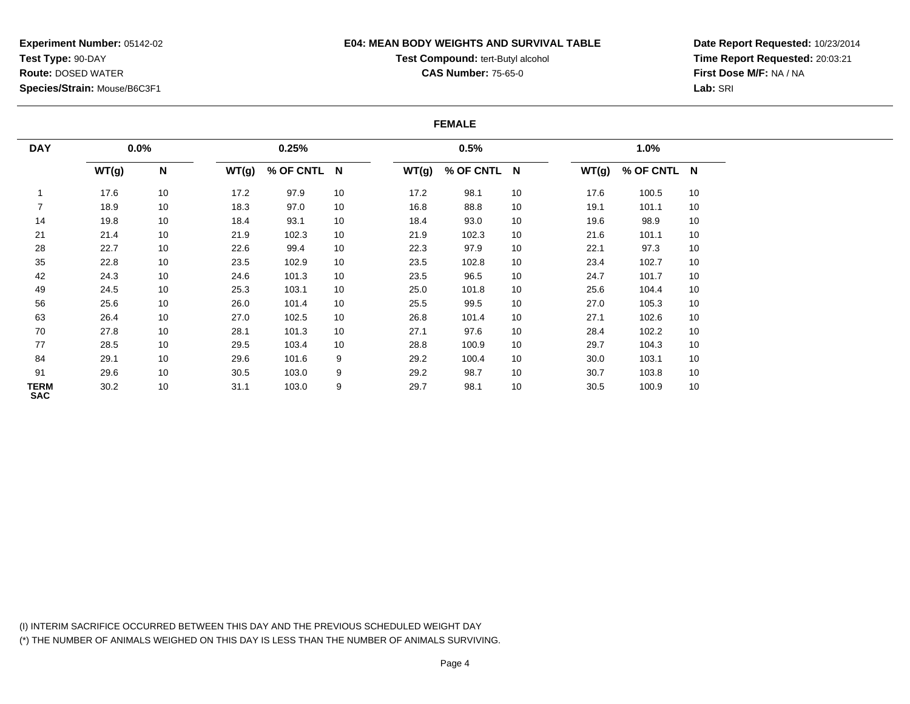**Experiment Number:** 05142-02
**Test Type:** 90-DAY
**Route:** DOSED WATER
**Species/Strain:** Mouse/B6C3F1

**E04: MEAN BODY WEIGHTS AND SURVIVAL TABLE**
**Test Compound:** tert-Butyl alcohol
**CAS Number:** 75-65-0

**Date Report Requested:** 10/23/2014
**Time Report Requested:** 20:03:21
**First Dose M/F:** NA / NA
**Lab:** SRI

**FEMALE**

| DAY | 0.0% | | 0.25% | | | 0.5% | | | 1.0% | | |
|---|---|---|---|---|---|---|---|---|---|---|---|
| | WT(g) | N | WT(g) | % OF CNTL | N | WT(g) | % OF CNTL | N | WT(g) | % OF CNTL | N |
| 1 | 17.6 | 10 | 17.2 | 97.9 | 10 | 17.2 | 98.1 | 10 | 17.6 | 100.5 | 10 |
| 7 | 18.9 | 10 | 18.3 | 97.0 | 10 | 16.8 | 88.8 | 10 | 19.1 | 101.1 | 10 |
| 14 | 19.8 | 10 | 18.4 | 93.1 | 10 | 18.4 | 93.0 | 10 | 19.6 | 98.9 | 10 |
| 21 | 21.4 | 10 | 21.9 | 102.3 | 10 | 21.9 | 102.3 | 10 | 21.6 | 101.1 | 10 |
| 28 | 22.7 | 10 | 22.6 | 99.4 | 10 | 22.3 | 97.9 | 10 | 22.1 | 97.3 | 10 |
| 35 | 22.8 | 10 | 23.5 | 102.9 | 10 | 23.5 | 102.8 | 10 | 23.4 | 102.7 | 10 |
| 42 | 24.3 | 10 | 24.6 | 101.3 | 10 | 23.5 | 96.5 | 10 | 24.7 | 101.7 | 10 |
| 49 | 24.5 | 10 | 25.3 | 103.1 | 10 | 25.0 | 101.8 | 10 | 25.6 | 104.4 | 10 |
| 56 | 25.6 | 10 | 26.0 | 101.4 | 10 | 25.5 | 99.5 | 10 | 27.0 | 105.3 | 10 |
| 63 | 26.4 | 10 | 27.0 | 102.5 | 10 | 26.8 | 101.4 | 10 | 27.1 | 102.6 | 10 |
| 70 | 27.8 | 10 | 28.1 | 101.3 | 10 | 27.1 | 97.6 | 10 | 28.4 | 102.2 | 10 |
| 77 | 28.5 | 10 | 29.5 | 103.4 | 10 | 28.8 | 100.9 | 10 | 29.7 | 104.3 | 10 |
| 84 | 29.1 | 10 | 29.6 | 101.6 | 9 | 29.2 | 100.4 | 10 | 30.0 | 103.1 | 10 |
| 91 | 29.6 | 10 | 30.5 | 103.0 | 9 | 29.2 | 98.7 | 10 | 30.7 | 103.8 | 10 |
| TERM SAC | 30.2 | 10 | 31.1 | 103.0 | 9 | 29.7 | 98.1 | 10 | 30.5 | 100.9 | 10 |

(I) INTERIM SACRIFICE OCCURRED BETWEEN THIS DAY AND THE PREVIOUS SCHEDULED WEIGHT DAY
(*) THE NUMBER OF ANIMALS WEIGHED ON THIS DAY IS LESS THAN THE NUMBER OF ANIMALS SURVIVING.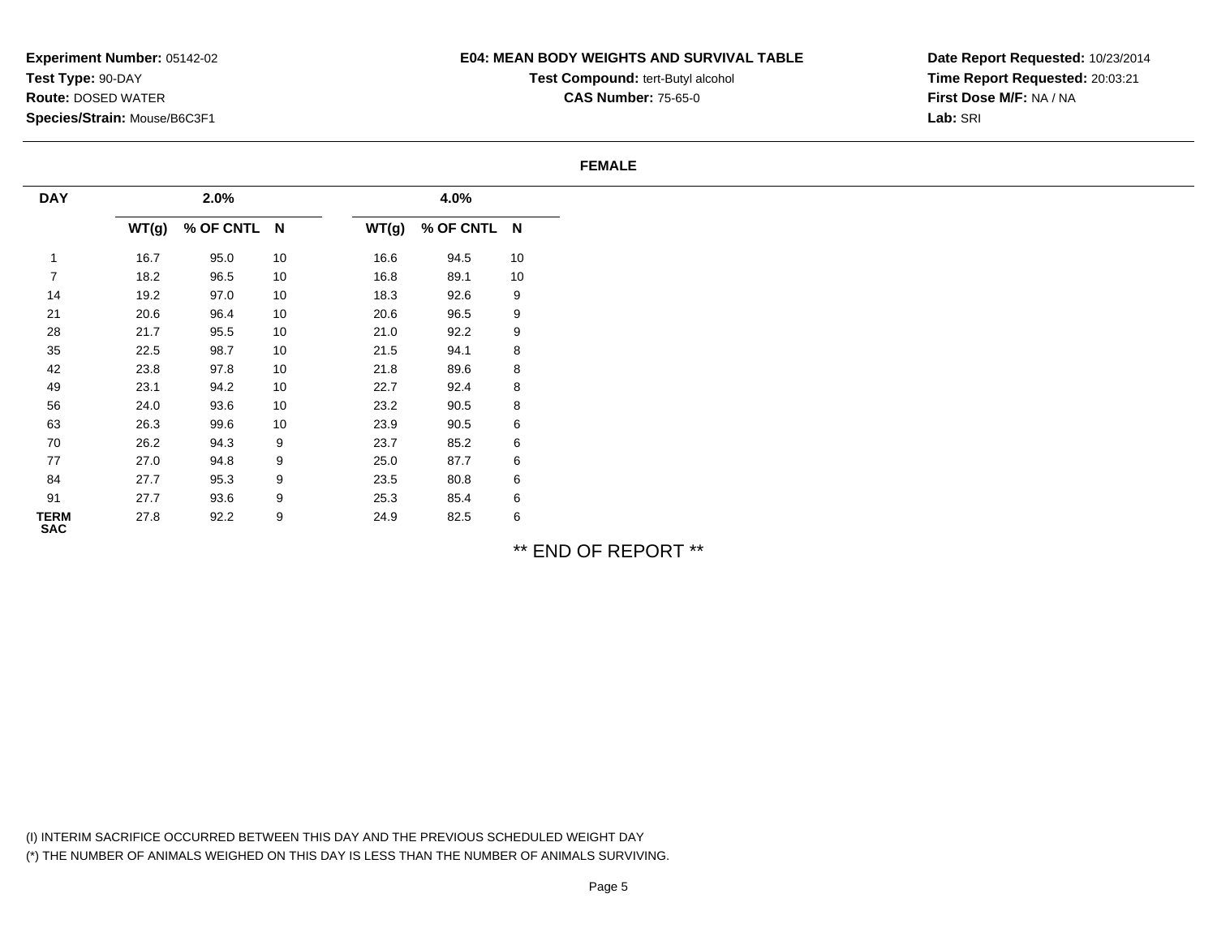**Experiment Number:** 05142-02
**Test Type:** 90-DAY
**Route:** DOSED WATER
**Species/Strain:** Mouse/B6C3F1

**E04: MEAN BODY WEIGHTS AND SURVIVAL TABLE**
**Test Compound:** tert-Butyl alcohol
**CAS Number:** 75-65-0

**Date Report Requested:** 10/23/2014
**Time Report Requested:** 20:03:21
**First Dose M/F:** NA / NA
**Lab:** SRI

**FEMALE**

| DAY | 2.0% | | | 4.0% | | |
|---|---|---|---|---|---|---|
| | WT(g) | % OF CNTL | N | WT(g) | % OF CNTL | N |
| 1 | 16.7 | 95.0 | 10 | 16.6 | 94.5 | 10 |
| 7 | 18.2 | 96.5 | 10 | 16.8 | 89.1 | 10 |
| 14 | 19.2 | 97.0 | 10 | 18.3 | 92.6 | 9 |
| 21 | 20.6 | 96.4 | 10 | 20.6 | 96.5 | 9 |
| 28 | 21.7 | 95.5 | 10 | 21.0 | 92.2 | 9 |
| 35 | 22.5 | 98.7 | 10 | 21.5 | 94.1 | 8 |
| 42 | 23.8 | 97.8 | 10 | 21.8 | 89.6 | 8 |
| 49 | 23.1 | 94.2 | 10 | 22.7 | 92.4 | 8 |
| 56 | 24.0 | 93.6 | 10 | 23.2 | 90.5 | 8 |
| 63 | 26.3 | 99.6 | 10 | 23.9 | 90.5 | 6 |
| 70 | 26.2 | 94.3 | 9 | 23.7 | 85.2 | 6 |
| 77 | 27.0 | 94.8 | 9 | 25.0 | 87.7 | 6 |
| 84 | 27.7 | 95.3 | 9 | 23.5 | 80.8 | 6 |
| 91 | 27.7 | 93.6 | 9 | 25.3 | 85.4 | 6 |
| TERM SAC | 27.8 | 92.2 | 9 | 24.9 | 82.5 | 6 |

** END OF REPORT **

(I) INTERIM SACRIFICE OCCURRED BETWEEN THIS DAY AND THE PREVIOUS SCHEDULED WEIGHT DAY
(*) THE NUMBER OF ANIMALS WEIGHED ON THIS DAY IS LESS THAN THE NUMBER OF ANIMALS SURVIVING.